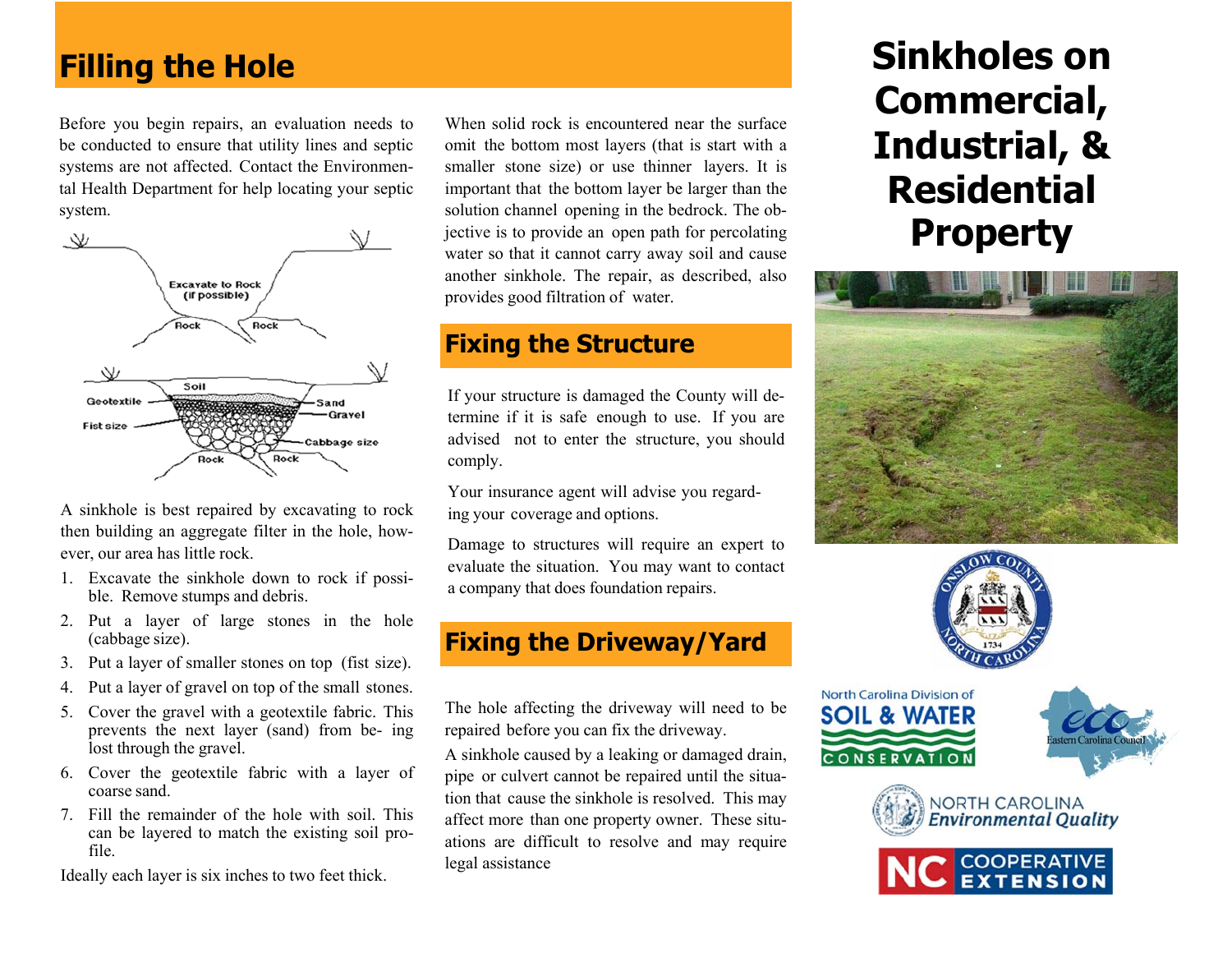## Filling the Hole

Before you begin repairs, an evaluation needs to be conducted to ensure that utility lines and septic systems are not affected. Contact the Environmental Health Department for help locating your septic system.

Excavate to Rock (if possible)

Rock

Rock

Soil

Geotextile

Sand

Gravel

Fist size

Cabbage size

Rock

Rock

A sinkhole is best repaired by excavating to rock then building an aggregate filter in the hole, however, our area has little rock.

1. Excavate the sinkhole down to rock if possible. Remove stumps and debris.
2. Put a layer of large stones in the hole (cabbage size).
3. Put a layer of smaller stones on top (fist size).
4. Put a layer of gravel on top of the small stones.
5. Cover the gravel with a geotextile fabric. This prevents the next layer (sand) from being lost through the gravel.
6. Cover the geotextile fabric with a layer of coarse sand.
7. Fill the remainder of the hole with soil. This can be layered to match the existing soil profile.

Ideally each layer is six inches to two feet thick.

When solid rock is encountered near the surface omit the bottom most layers (that is start with a smaller stone size) or use thinner layers. It is important that the bottom layer be larger than the solution channel opening in the bedrock. The objective is to provide an open path for percolating water so that it cannot carry away soil and cause another sinkhole. The repair, as described, also provides good filtration of water.

## Fixing the Structure

If your structure is damaged the County will determine if it is safe enough to use. If you are advised not to enter the structure, you should comply.

Your insurance agent will advise you regarding your coverage and options.

Damage to structures will require an expert to evaluate the situation. You may want to contact a company that does foundation repairs.

## Fixing the Driveway/Yard

The hole affecting the driveway will need to be repaired before you can fix the driveway.

A sinkhole caused by a leaking or damaged drain, pipe or culvert cannot be repaired until the situation that cause the sinkhole is resolved. This may affect more than one property owner. These situations are difficult to resolve and may require legal assistance

# Sinkholes on Commercial, Industrial, & Residential Property

Onslow County North Carolina 1734

North Carolina Division of SOIL & WATER CONSERVATION

Eastern Carolina Council

NORTH CAROLINA Environmental Quality

NC COOPERATIVE EXTENSION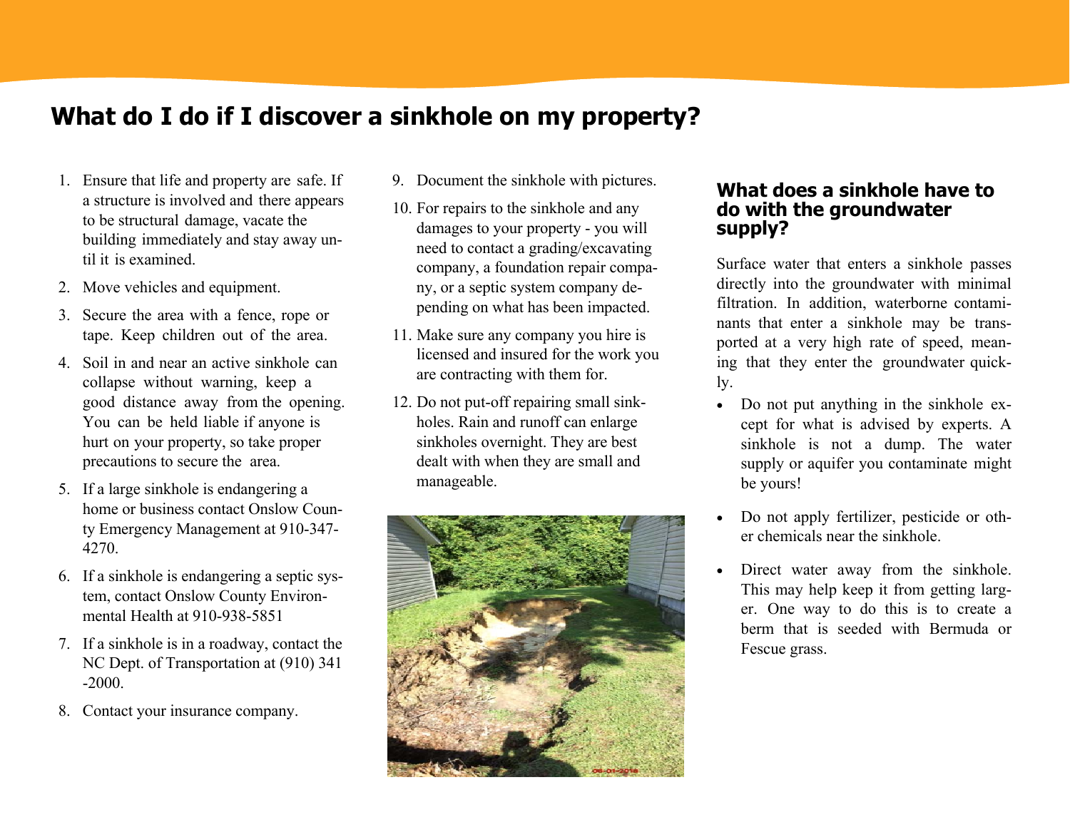# What do I do if I discover a sinkhole on my property?

1. Ensure that life and property are safe. If a structure is involved and there appears to be structural damage, vacate the building immediately and stay away until it is examined.
2. Move vehicles and equipment.
3. Secure the area with a fence, rope or tape. Keep children out of the area.
4. Soil in and near an active sinkhole can collapse without warning, keep a good distance away from the opening. You can be held liable if anyone is hurt on your property, so take proper precautions to secure the area.
5. If a large sinkhole is endangering a home or business contact Onslow County Emergency Management at 910-347-4270.
6. If a sinkhole is endangering a septic system, contact Onslow County Environmental Health at 910-938-5851
7. If a sinkhole is in a roadway, contact the NC Dept. of Transportation at (910) 341-2000.
8. Contact your insurance company.
9. Document the sinkhole with pictures.
10. For repairs to the sinkhole and any damages to your property - you will need to contact a grading/excavating company, a foundation repair company, or a septic system company depending on what has been impacted.
11. Make sure any company you hire is licensed and insured for the work you are contracting with them for.
12. Do not put-off repairing small sinkholes. Rain and runoff can enlarge sinkholes overnight. They are best dealt with when they are small and manageable.

## What does a sinkhole have to do with the groundwater supply?

Surface water that enters a sinkhole passes directly into the groundwater with minimal filtration. In addition, waterborne contaminants that enter a sinkhole may be transported at a very high rate of speed, meaning that they enter the groundwater quickly.

- Do not put anything in the sinkhole except for what is advised by experts. A sinkhole is not a dump. The water supply or aquifer you contaminate might be yours!
- Do not apply fertilizer, pesticide or other chemicals near the sinkhole.
- Direct water away from the sinkhole. This may help keep it from getting larger. One way to do this is to create a berm that is seeded with Bermuda or Fescue grass.